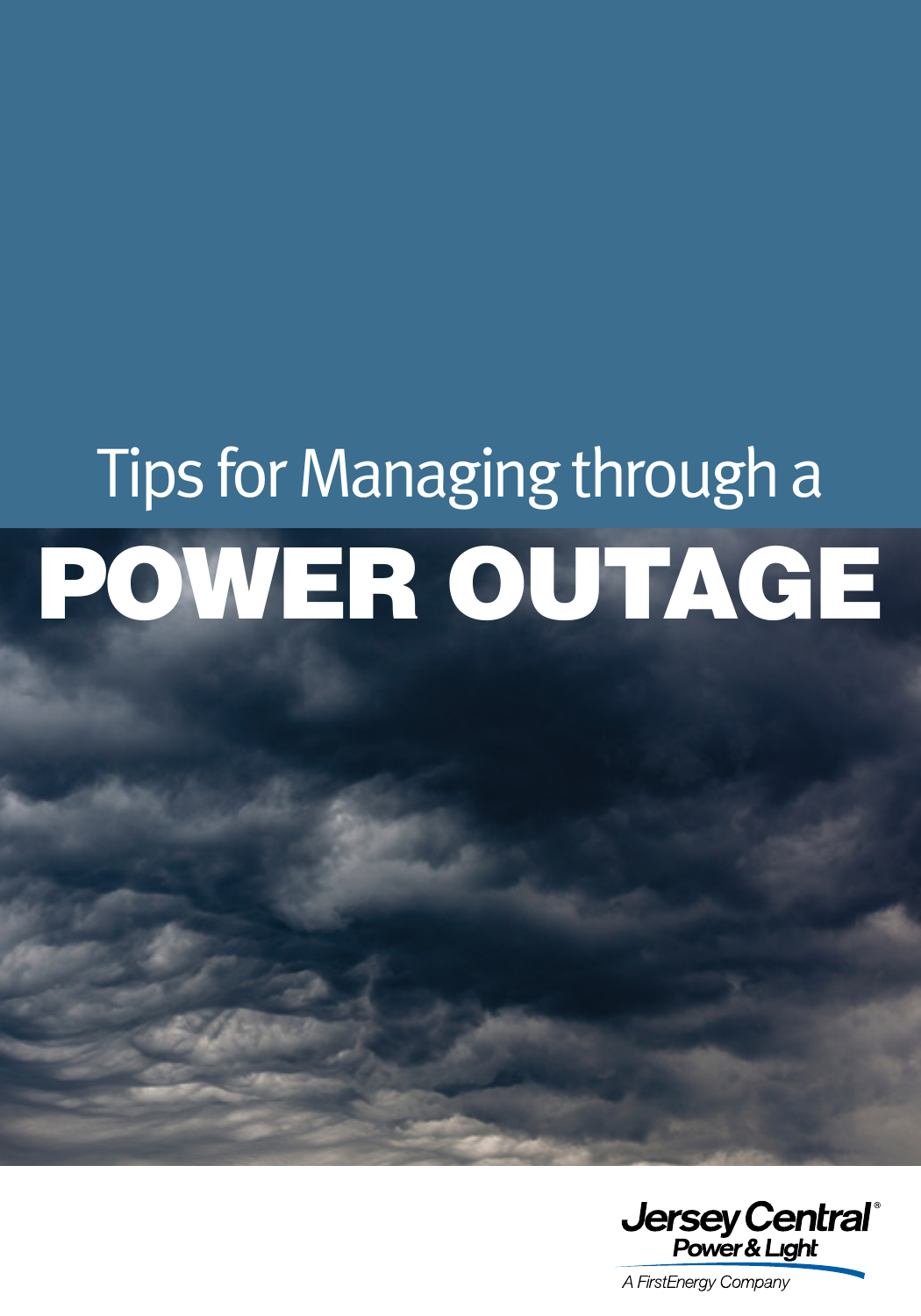# Tips for Managing through a POWER OUTAGE

Jersey Central Power & Light

A FirstEnergy Company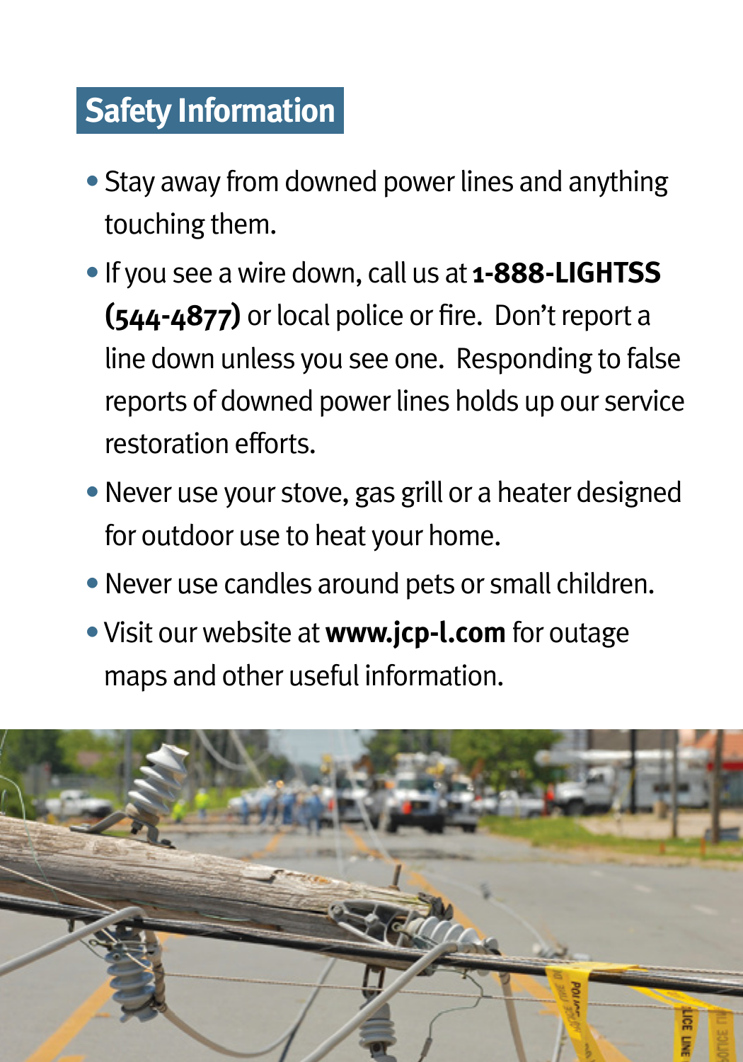## Safety Information

- Stay away from downed power lines and anything touching them.
- If you see a wire down, call us at **1-888-LIGHTSS (544-4877)** or local police or fire. Don't report a line down unless you see one. Responding to false reports of downed power lines holds up our service restoration efforts.
- Never use your stove, gas grill or a heater designed for outdoor use to heat your home.
- Never use candles around pets or small children.
- Visit our website at **www.jcp-l.com** for outage maps and other useful information.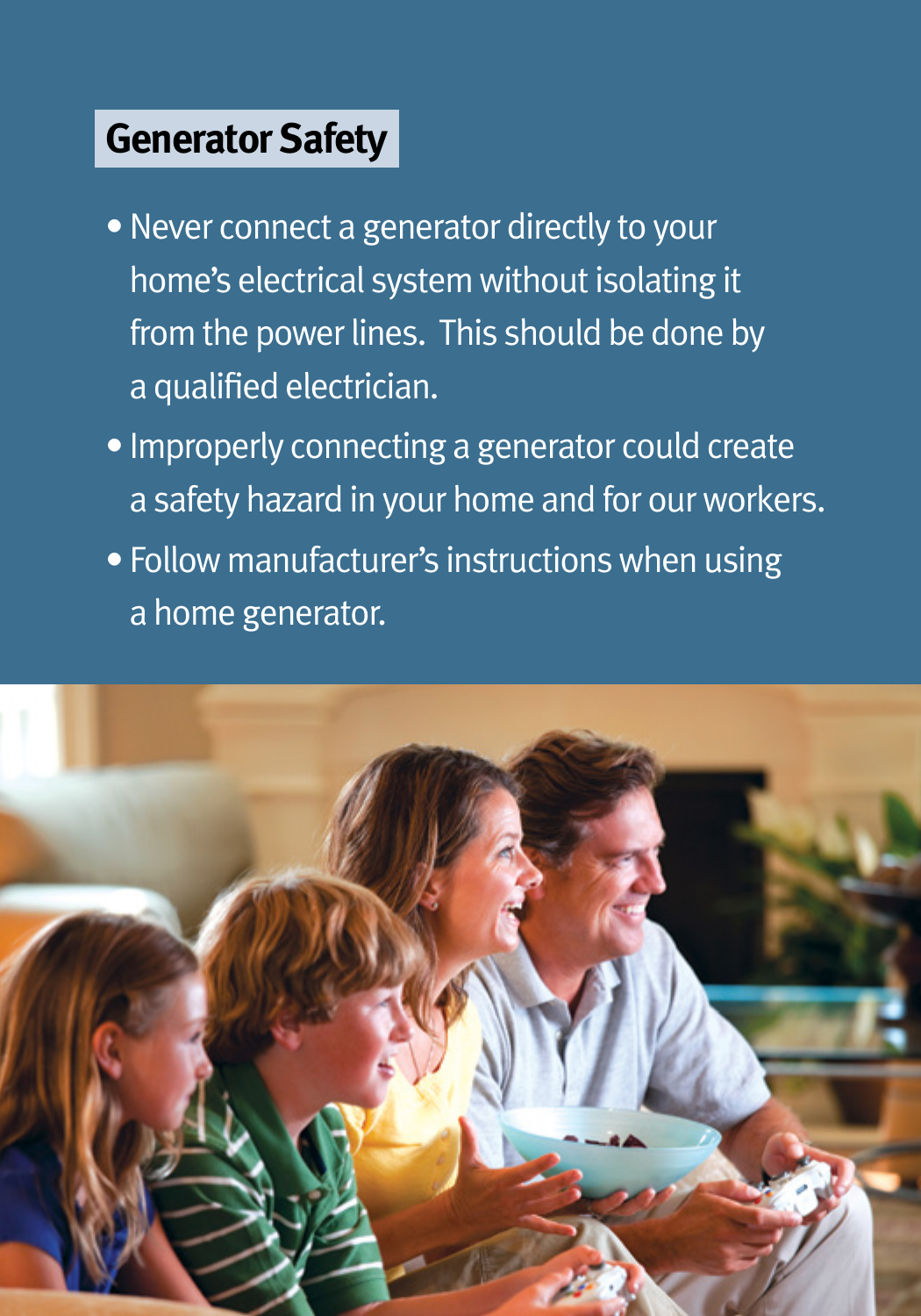## Generator Safety

- Never connect a generator directly to your home's electrical system without isolating it from the power lines. This should be done by a qualified electrician.
- Improperly connecting a generator could create a safety hazard in your home and for our workers.
- Follow manufacturer's instructions when using a home generator.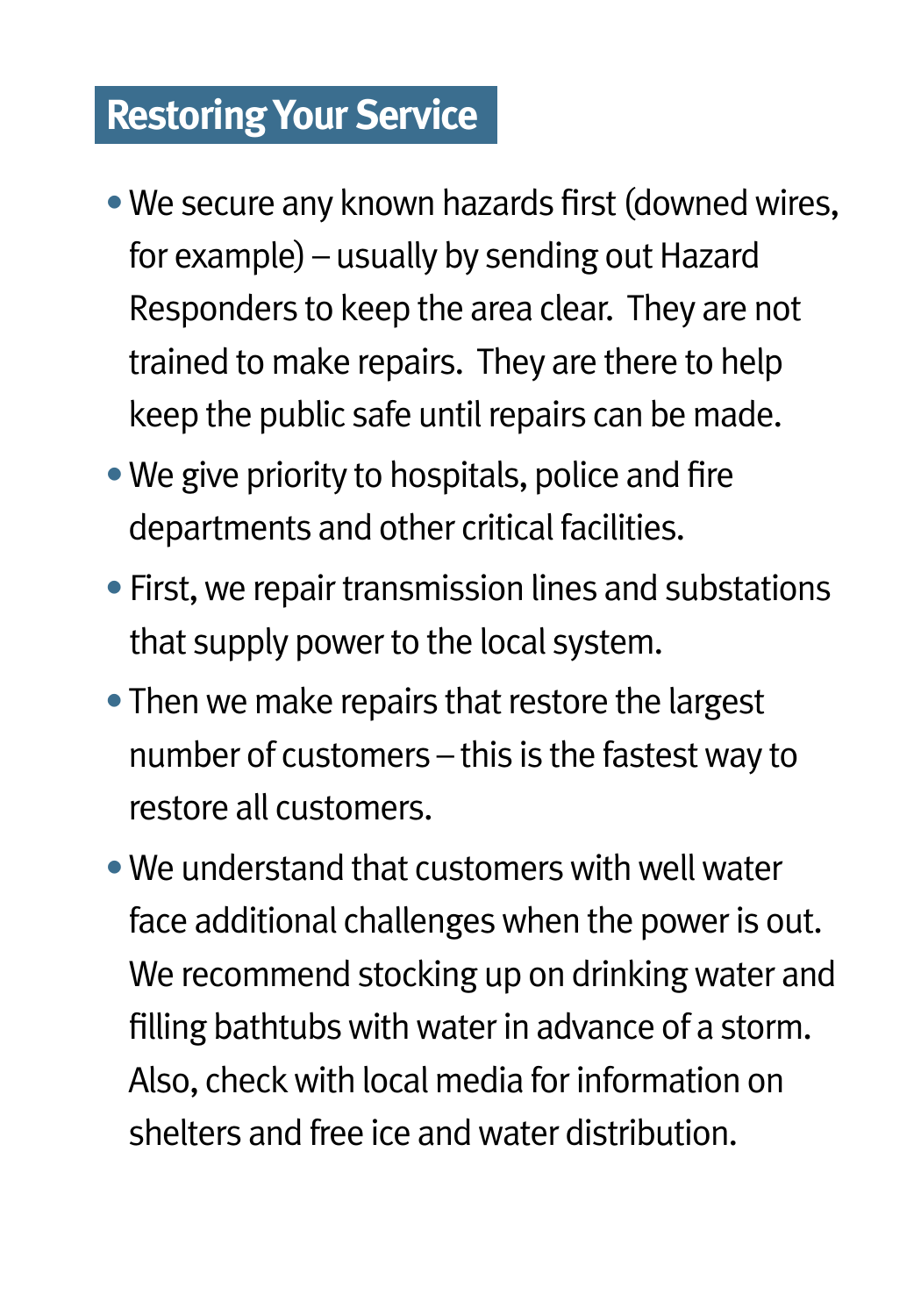## Restoring Your Service

- We secure any known hazards first (downed wires, for example) – usually by sending out Hazard Responders to keep the area clear. They are not trained to make repairs. They are there to help keep the public safe until repairs can be made.
- We give priority to hospitals, police and fire departments and other critical facilities.
- First, we repair transmission lines and substations that supply power to the local system.
- Then we make repairs that restore the largest number of customers – this is the fastest way to restore all customers.
- We understand that customers with well water face additional challenges when the power is out. We recommend stocking up on drinking water and filling bathtubs with water in advance of a storm. Also, check with local media for information on shelters and free ice and water distribution.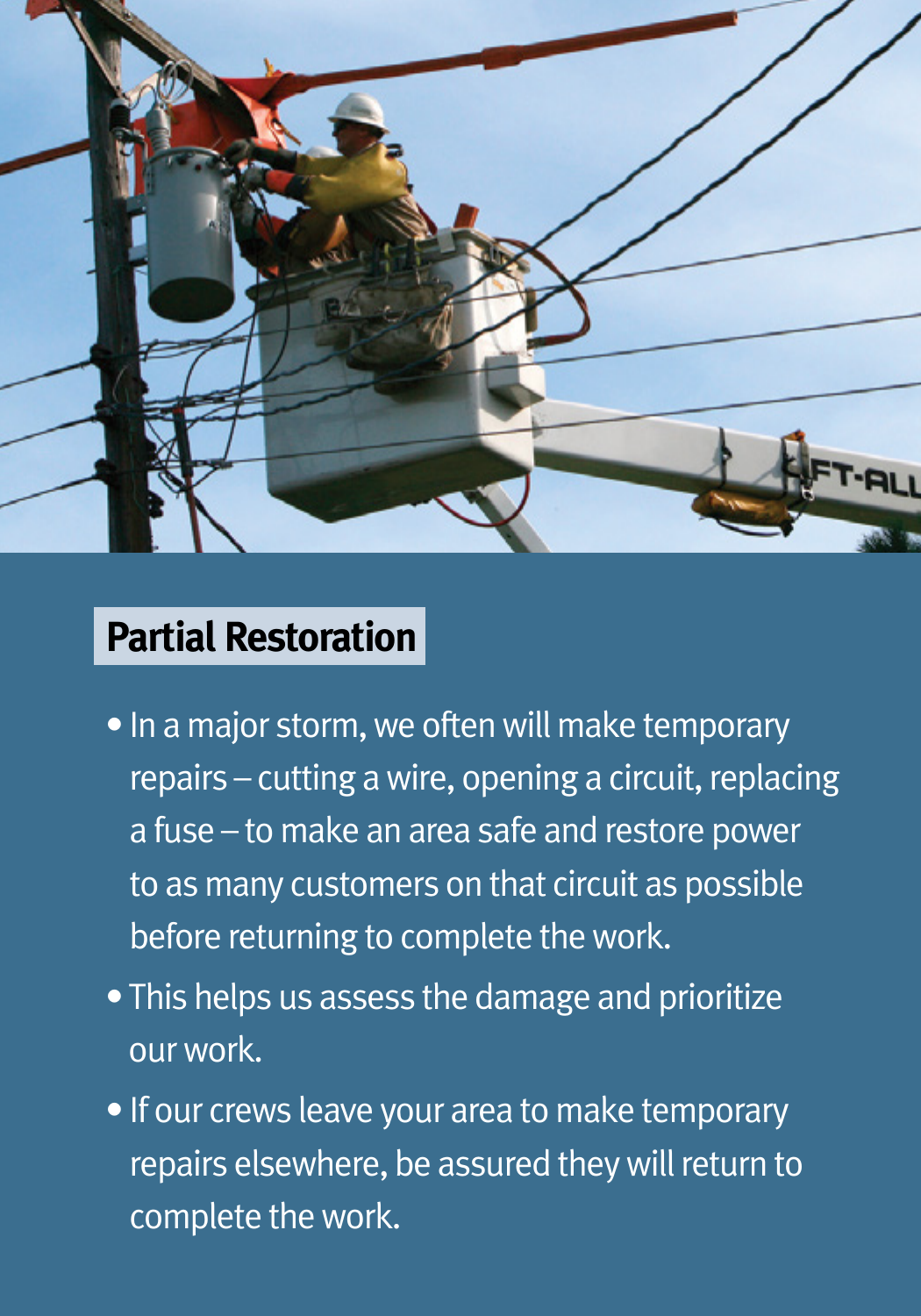## Partial Restoration

- In a major storm, we often will make temporary repairs – cutting a wire, opening a circuit, replacing a fuse – to make an area safe and restore power to as many customers on that circuit as possible before returning to complete the work.
- This helps us assess the damage and prioritize our work.
- If our crews leave your area to make temporary repairs elsewhere, be assured they will return to complete the work.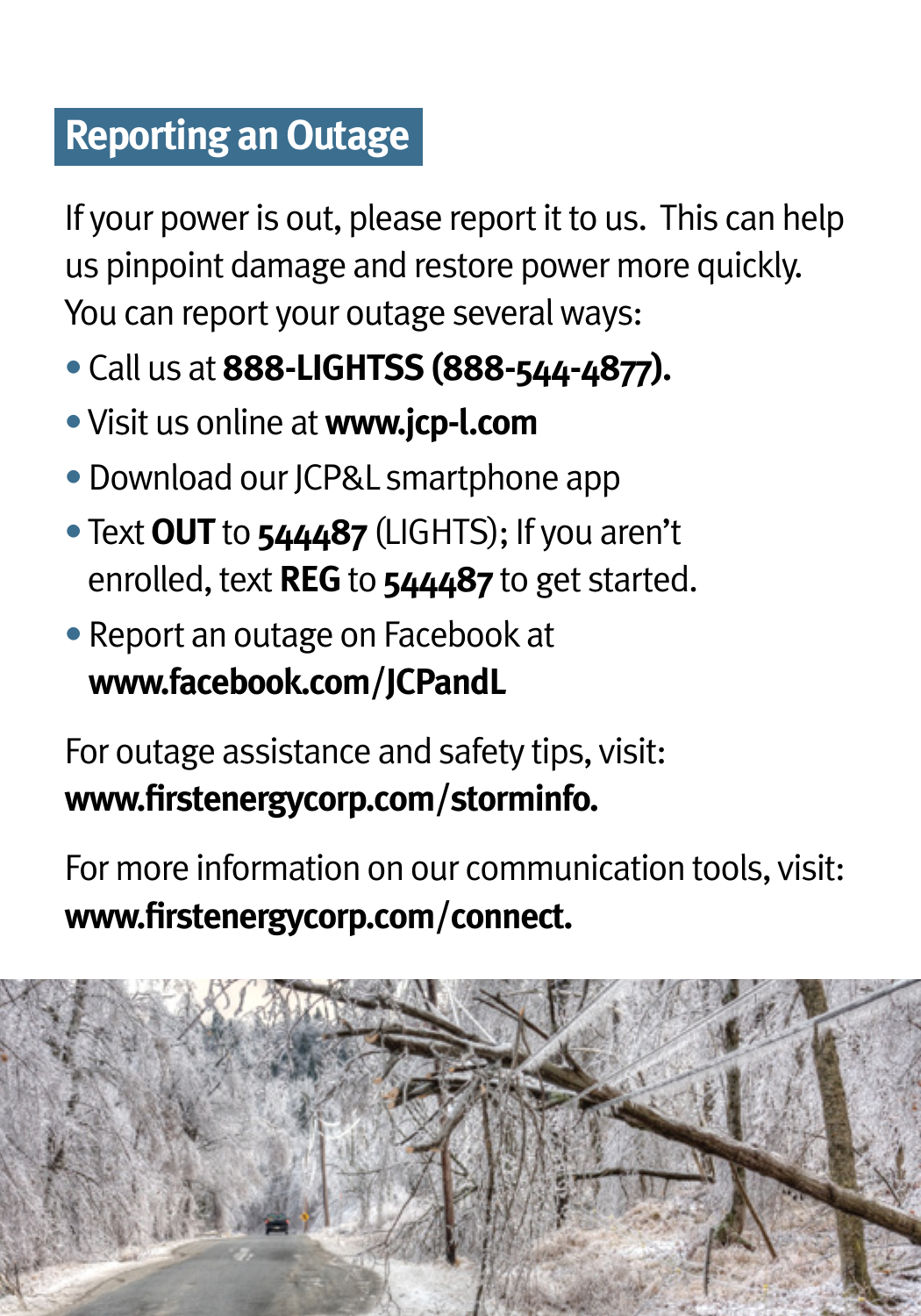## Reporting an Outage

If your power is out, please report it to us. This can help us pinpoint damage and restore power more quickly. You can report your outage several ways:

- Call us at **888-LIGHTSS (888-544-4877).**
- Visit us online at **www.jcp-l.com**
- Download our JCP&L smartphone app
- Text **OUT** to **544487** (LIGHTS); If you aren't enrolled, text **REG** to **544487** to get started.
- Report an outage on Facebook at **www.facebook.com/JCPandL**

For outage assistance and safety tips, visit: **www.firstenergycorp.com/storminfo.**

For more information on our communication tools, visit: **www.firstenergycorp.com/connect.**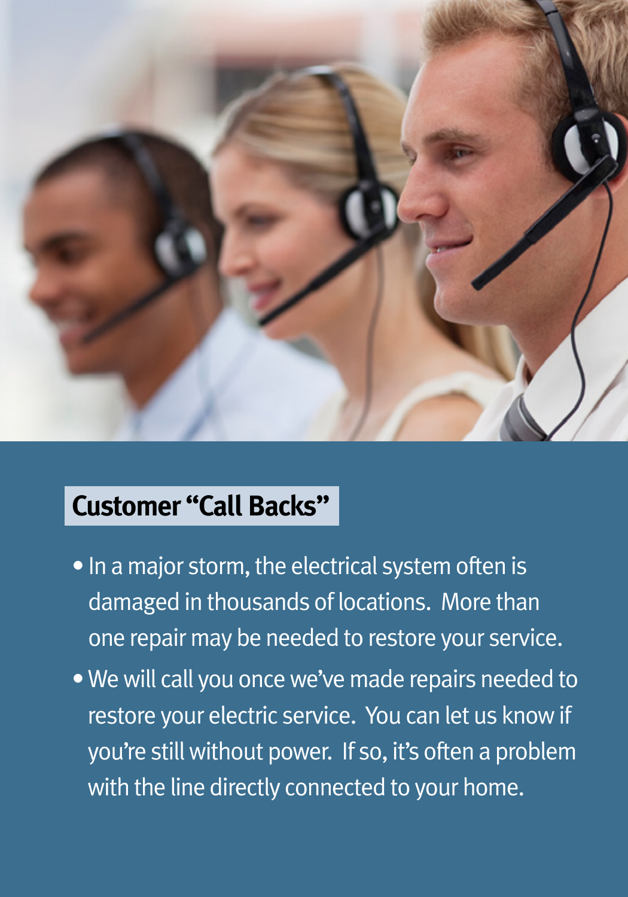## Customer “Call Backs”

- In a major storm, the electrical system often is damaged in thousands of locations. More than one repair may be needed to restore your service.
- We will call you once we’ve made repairs needed to restore your electric service. You can let us know if you’re still without power. If so, it’s often a problem with the line directly connected to your home.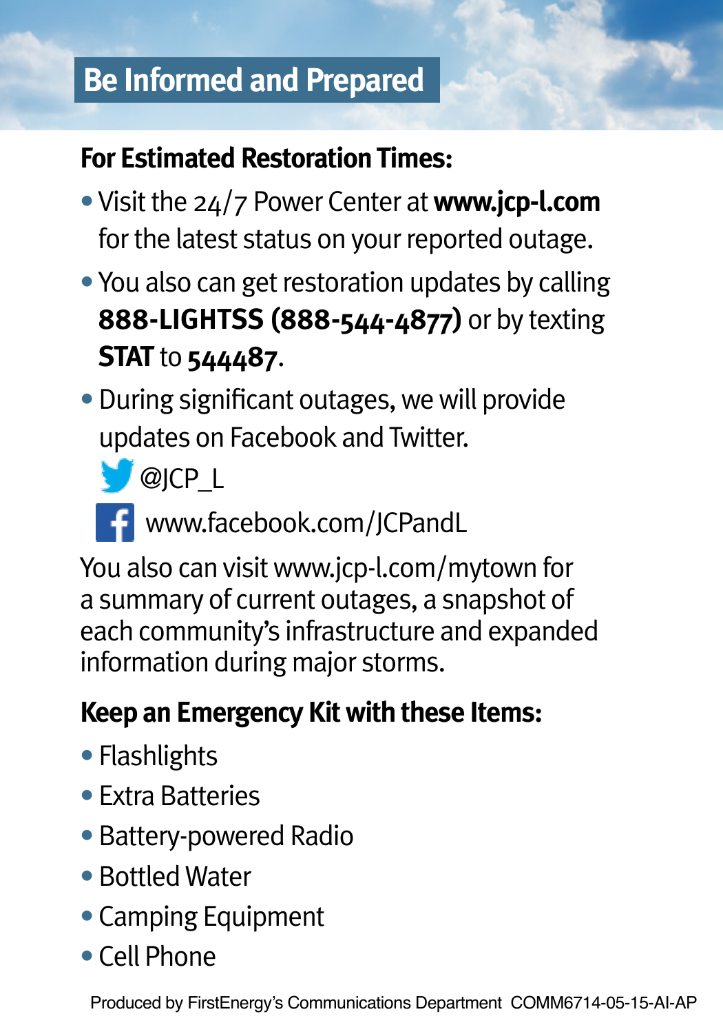## Be Informed and Prepared

### For Estimated Restoration Times:

- Visit the 24/7 Power Center at **www.jcp-l.com** for the latest status on your reported outage.
- You also can get restoration updates by calling **888-LIGHTSS (888-544-4877)** or by texting **STAT** to **544487**.
- During significant outages, we will provide updates on Facebook and Twitter.

  @JCP_L

  www.facebook.com/JCPandL

You also can visit www.jcp-l.com/mytown for a summary of current outages, a snapshot of each community's infrastructure and expanded information during major storms.

### Keep an Emergency Kit with these Items:

- Flashlights
- Extra Batteries
- Battery-powered Radio
- Bottled Water
- Camping Equipment
- Cell Phone

Produced by FirstEnergy's Communications Department COMM6714-05-15-AI-AP